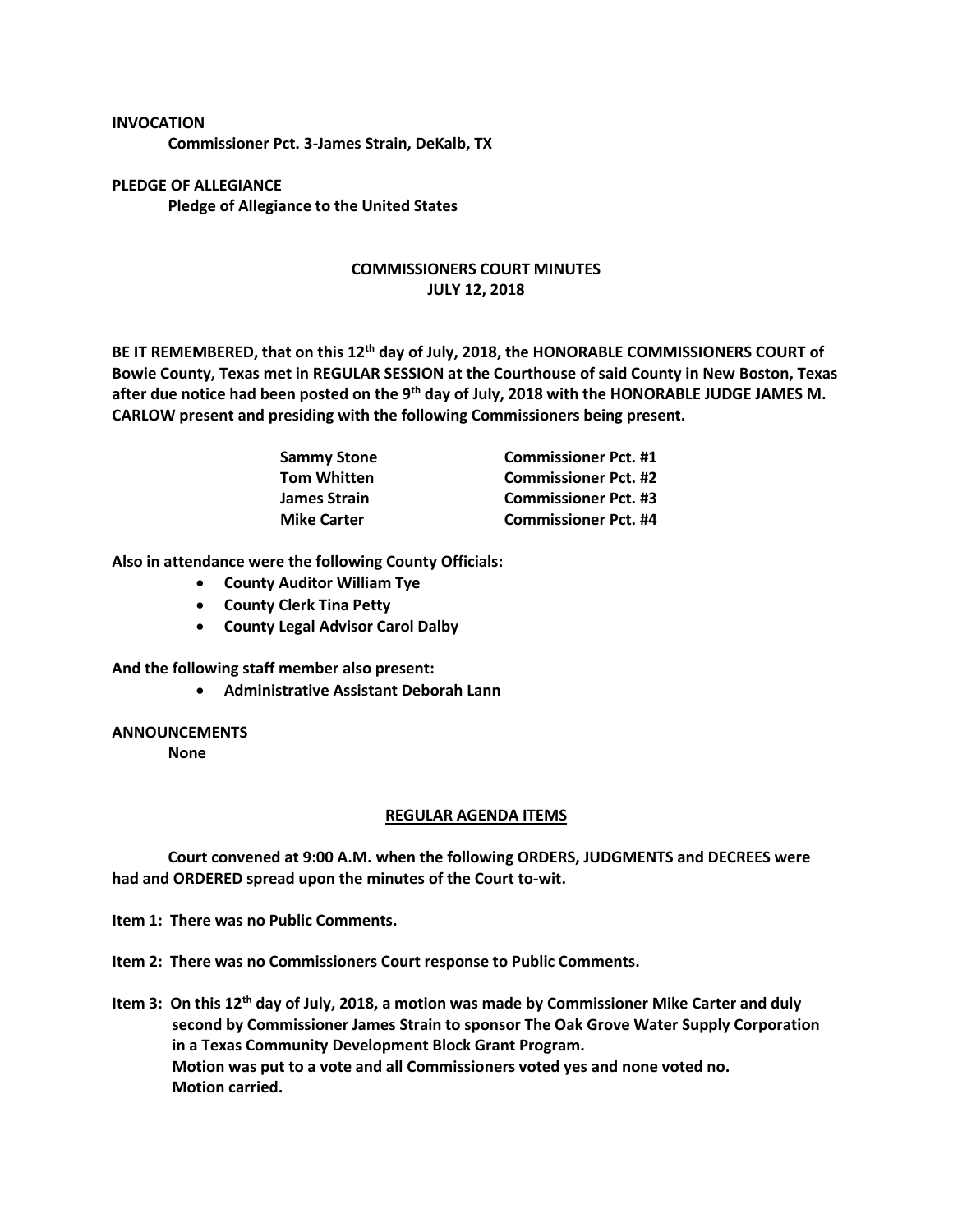**INVOCATION**

**Commissioner Pct. 3-James Strain, DeKalb, TX**

**PLEDGE OF ALLEGIANCE**

**Pledge of Allegiance to the United States**

# COMMISSIONERS COURT MINUTES
## JULY 12, 2018

**BE IT REMEMBERED, that on this 12th day of July, 2018, the HONORABLE COMMISSIONERS COURT of Bowie County, Texas met in REGULAR SESSION at the Courthouse of said County in New Boston, Texas after due notice had been posted on the 9th day of July, 2018 with the HONORABLE JUDGE JAMES M. CARLOW present and presiding with the following Commissioners being present.**

| | |
|---|---|
| **Sammy Stone** | **Commissioner Pct. #1** |
| **Tom Whitten** | **Commissioner Pct. #2** |
| **James Strain** | **Commissioner Pct. #3** |
| **Mike Carter** | **Commissioner Pct. #4** |

**Also in attendance were the following County Officials:**

- **County Auditor William Tye**
- **County Clerk Tina Petty**
- **County Legal Advisor Carol Dalby**

**And the following staff member also present:**

- **Administrative Assistant Deborah Lann**

**ANNOUNCEMENTS**

**None**

## REGULAR AGENDA ITEMS

**Court convened at 9:00 A.M. when the following ORDERS, JUDGMENTS and DECREES were had and ORDERED spread upon the minutes of the Court to-wit.**

**Item 1: There was no Public Comments.**

**Item 2: There was no Commissioners Court response to Public Comments.**

**Item 3: On this 12th day of July, 2018, a motion was made by Commissioner Mike Carter and duly second by Commissioner James Strain to sponsor The Oak Grove Water Supply Corporation in a Texas Community Development Block Grant Program.**
**Motion was put to a vote and all Commissioners voted yes and none voted no.**
**Motion carried.**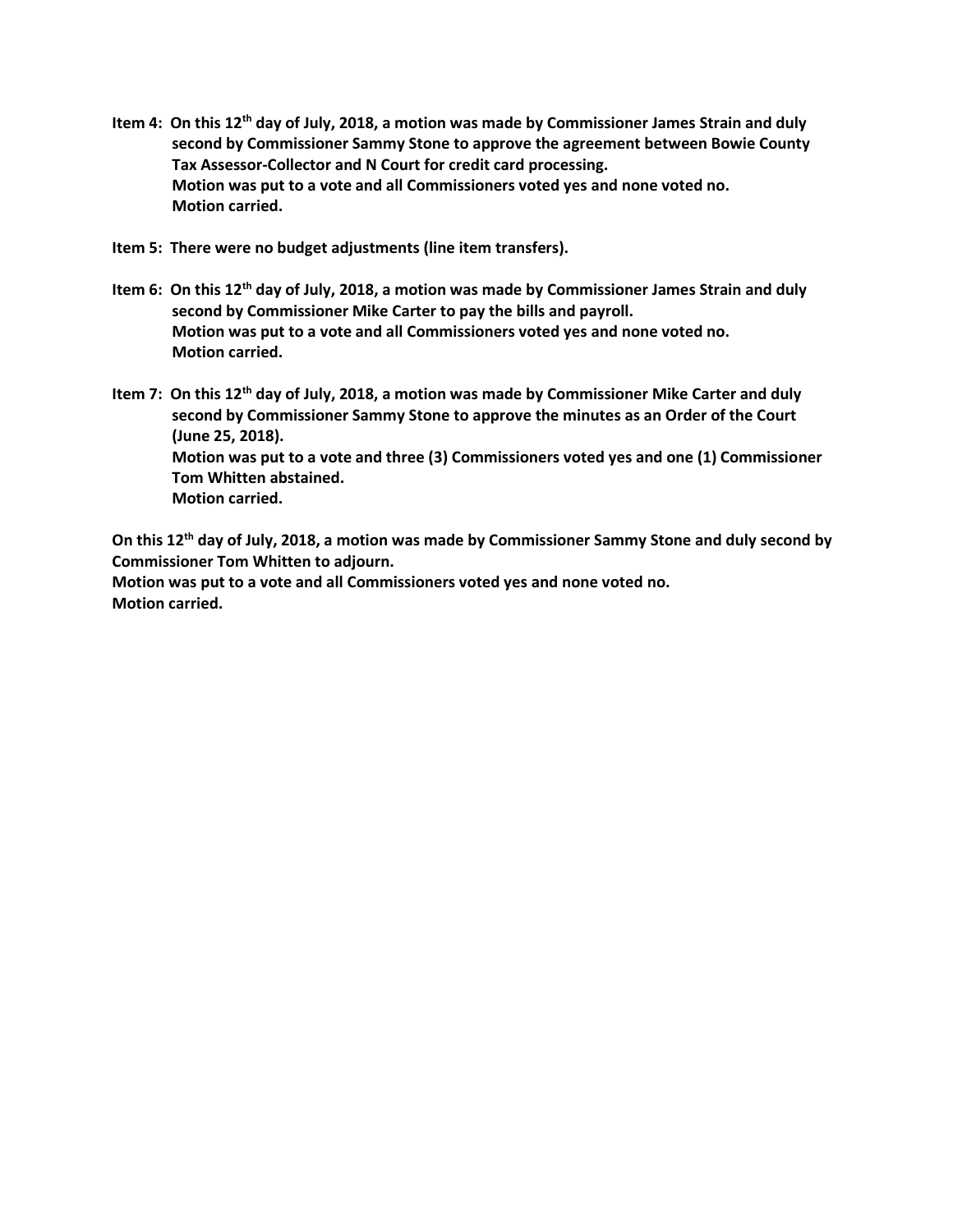**Item 4: On this 12th day of July, 2018, a motion was made by Commissioner James Strain and duly second by Commissioner Sammy Stone to approve the agreement between Bowie County Tax Assessor-Collector and N Court for credit card processing.**
**Motion was put to a vote and all Commissioners voted yes and none voted no.**
**Motion carried.**

**Item 5: There were no budget adjustments (line item transfers).**

**Item 6: On this 12th day of July, 2018, a motion was made by Commissioner James Strain and duly second by Commissioner Mike Carter to pay the bills and payroll.**
**Motion was put to a vote and all Commissioners voted yes and none voted no.**
**Motion carried.**

**Item 7: On this 12th day of July, 2018, a motion was made by Commissioner Mike Carter and duly second by Commissioner Sammy Stone to approve the minutes as an Order of the Court (June 25, 2018).**
**Motion was put to a vote and three (3) Commissioners voted yes and one (1) Commissioner Tom Whitten abstained.**
**Motion carried.**

**On this 12th day of July, 2018, a motion was made by Commissioner Sammy Stone and duly second by Commissioner Tom Whitten to adjourn.**
**Motion was put to a vote and all Commissioners voted yes and none voted no.**
**Motion carried.**